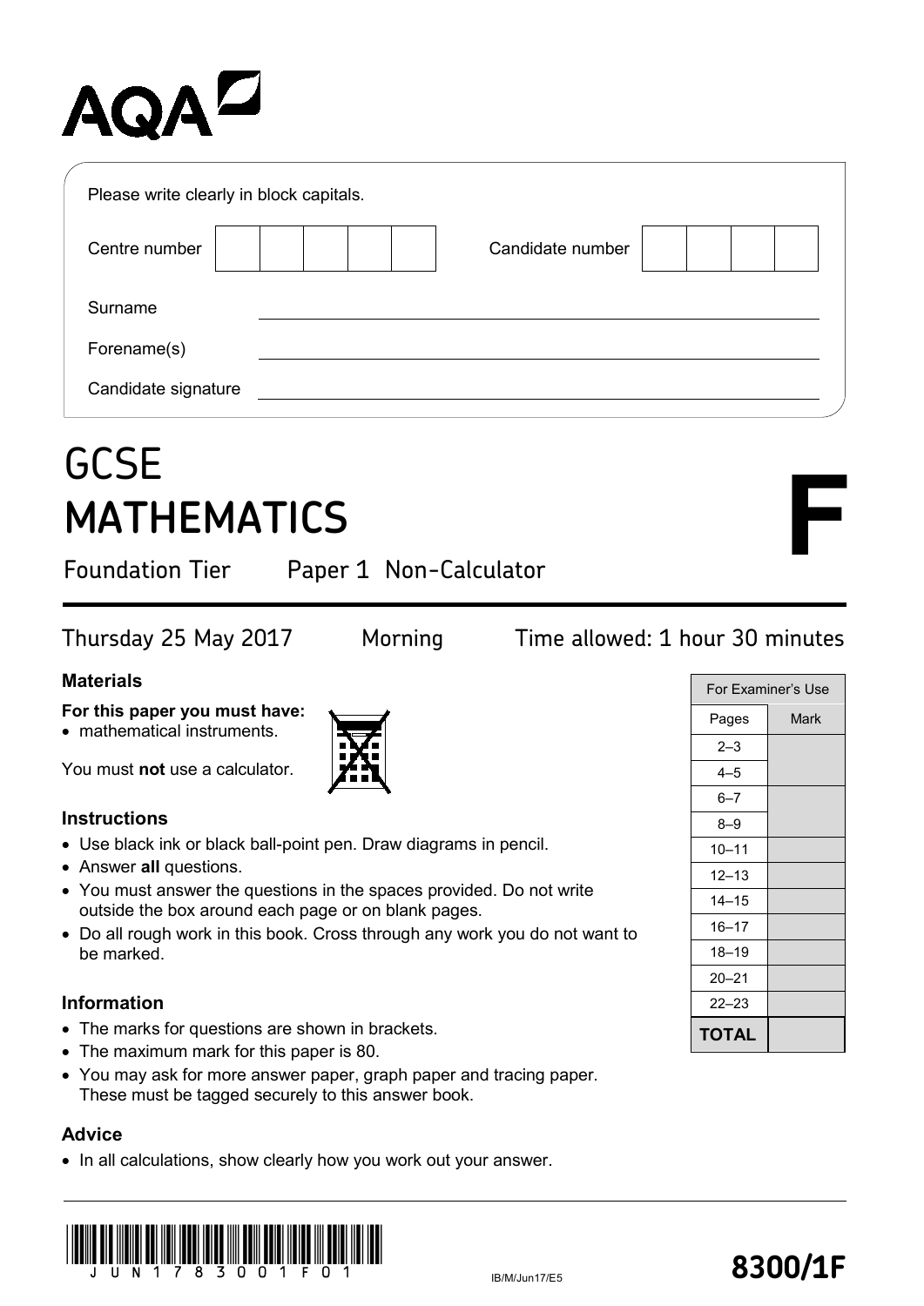AQA

Please write clearly in block capitals.

Centre number

Candidate number

Surname

Forename(s)

Candidate signature

# GCSE MATHEMATICS

F

Foundation Tier Paper 1 Non-Calculator

Thursday 25 May 2017 Morning Time allowed: 1 hour 30 minutes

## Materials

**For this paper you must have:**
- mathematical instruments.

You must **not** use a calculator.

## Instructions

- Use black ink or black ball-point pen. Draw diagrams in pencil.
- Answer **all** questions.
- You must answer the questions in the spaces provided. Do not write outside the box around each page or on blank pages.
- Do all rough work in this book. Cross through any work you do not want to be marked.

## Information

- The marks for questions are shown in brackets.
- The maximum mark for this paper is 80.
- You may ask for more answer paper, graph paper and tracing paper. These must be tagged securely to this answer book.

## Advice

- In all calculations, show clearly how you work out your answer.

| For Examiner's Use | |
|---|---|
| Pages | Mark |
| 2–3 | |
| 4–5 | |
| 6–7 | |
| 8–9 | |
| 10–11 | |
| 12–13 | |
| 14–15 | |
| 16–17 | |
| 18–19 | |
| 20–21 | |
| 22–23 | |
| **TOTAL** | |

JUN1783001F01

IB/M/Jun17/E5

**8300/1F**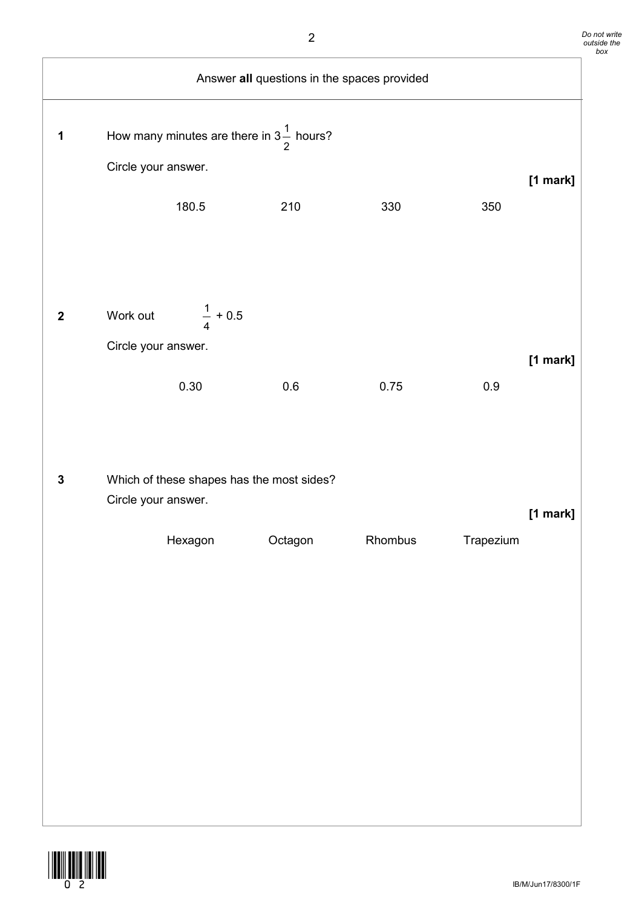Answer **all** questions in the spaces provided

**1** How many minutes are there in $3\frac{1}{2}$ hours?

Circle your answer.

**[1 mark]**

180.5 &nbsp;&nbsp;&nbsp;&nbsp; 210 &nbsp;&nbsp;&nbsp;&nbsp; 330 &nbsp;&nbsp;&nbsp;&nbsp; 350

**2** Work out $\frac{1}{4} + 0.5$

Circle your answer.

**[1 mark]**

0.30 &nbsp;&nbsp;&nbsp;&nbsp; 0.6 &nbsp;&nbsp;&nbsp;&nbsp; 0.75 &nbsp;&nbsp;&nbsp;&nbsp; 0.9

**3** Which of these shapes has the most sides?

Circle your answer.

**[1 mark]**

Hexagon &nbsp;&nbsp;&nbsp;&nbsp; Octagon &nbsp;&nbsp;&nbsp;&nbsp; Rhombus &nbsp;&nbsp;&nbsp;&nbsp; Trapezium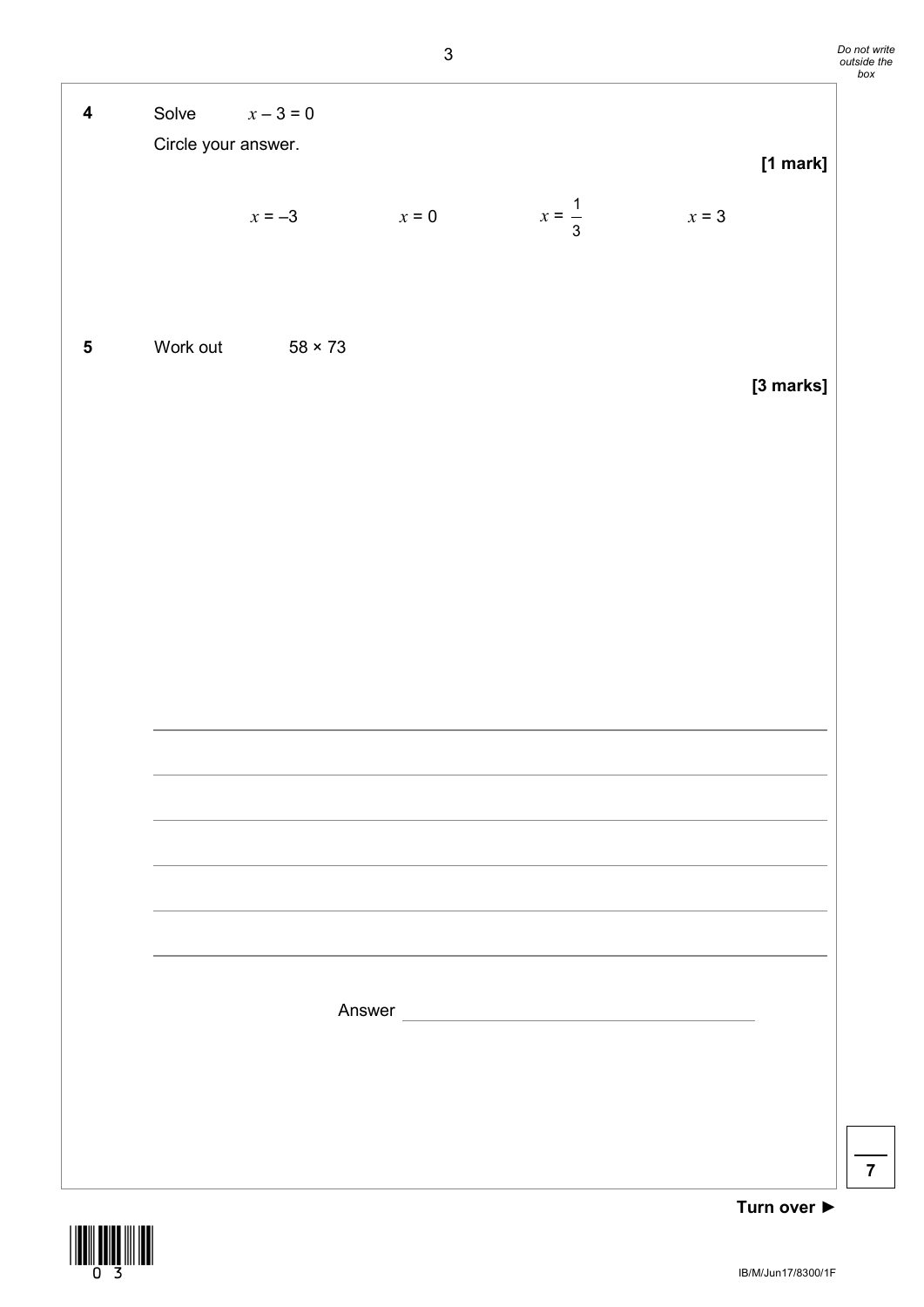**4** Solve $x - 3 = 0$

Circle your answer.

**[1 mark]**

$x = -3$ $\qquad$ $x = 0$ $\qquad$ $x = \frac{1}{3}$ $\qquad$ $x = 3$

**5** Work out $58 \times 73$

**[3 marks]**

Answer \_\_\_\_\_\_\_\_\_\_\_\_\_\_\_\_\_\_\_\_

7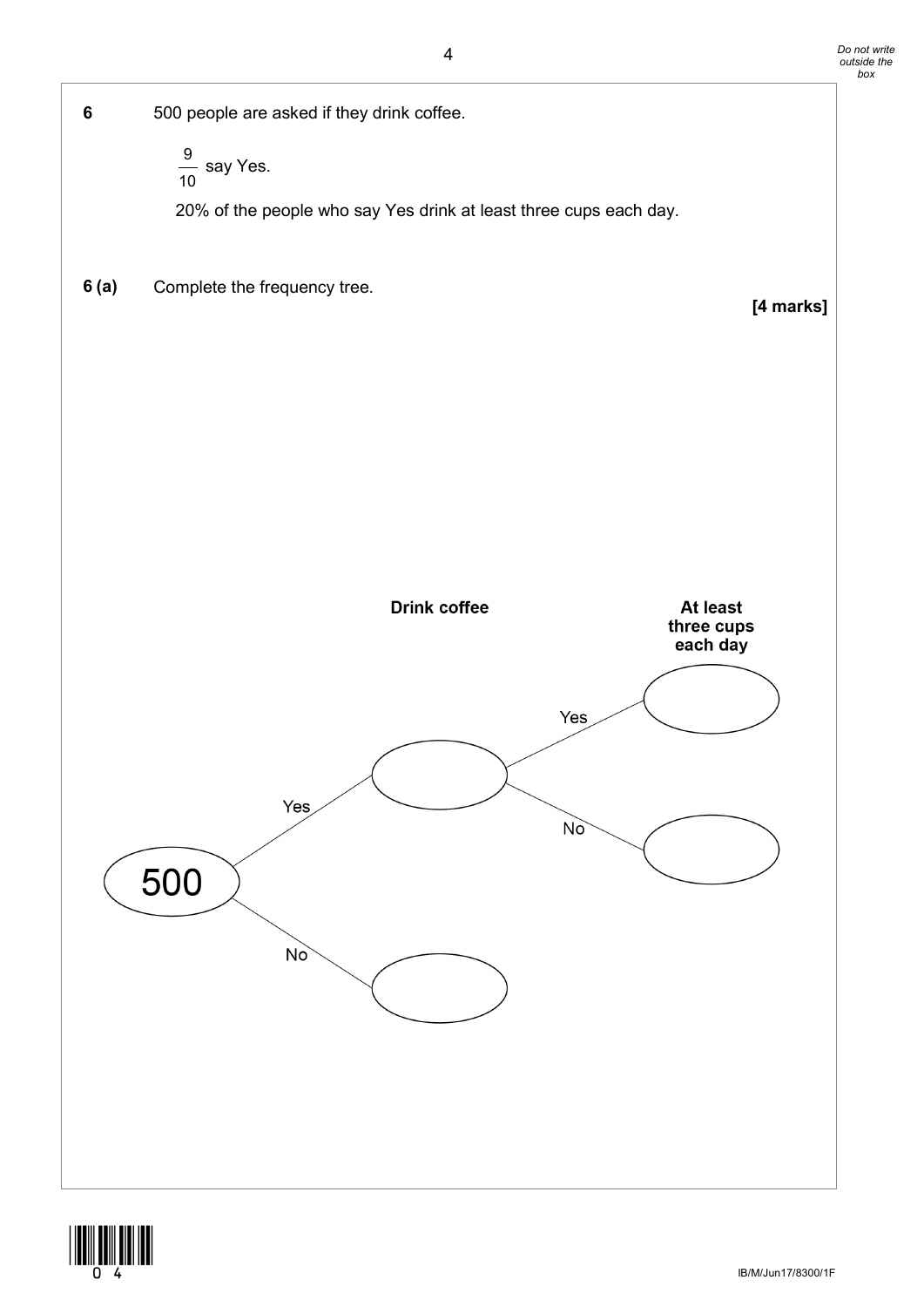**6** 500 people are asked if they drink coffee.

$\frac{9}{10}$ say Yes.

20% of the people who say Yes drink at least three cups each day.

**6 (a)** Complete the frequency tree.

**[4 marks]**

**Drink coffee** **At least three cups each day**

500
- Yes → ( )
  - Yes → ( )
  - No → ( )
- No → ( )

*Do not write outside the box*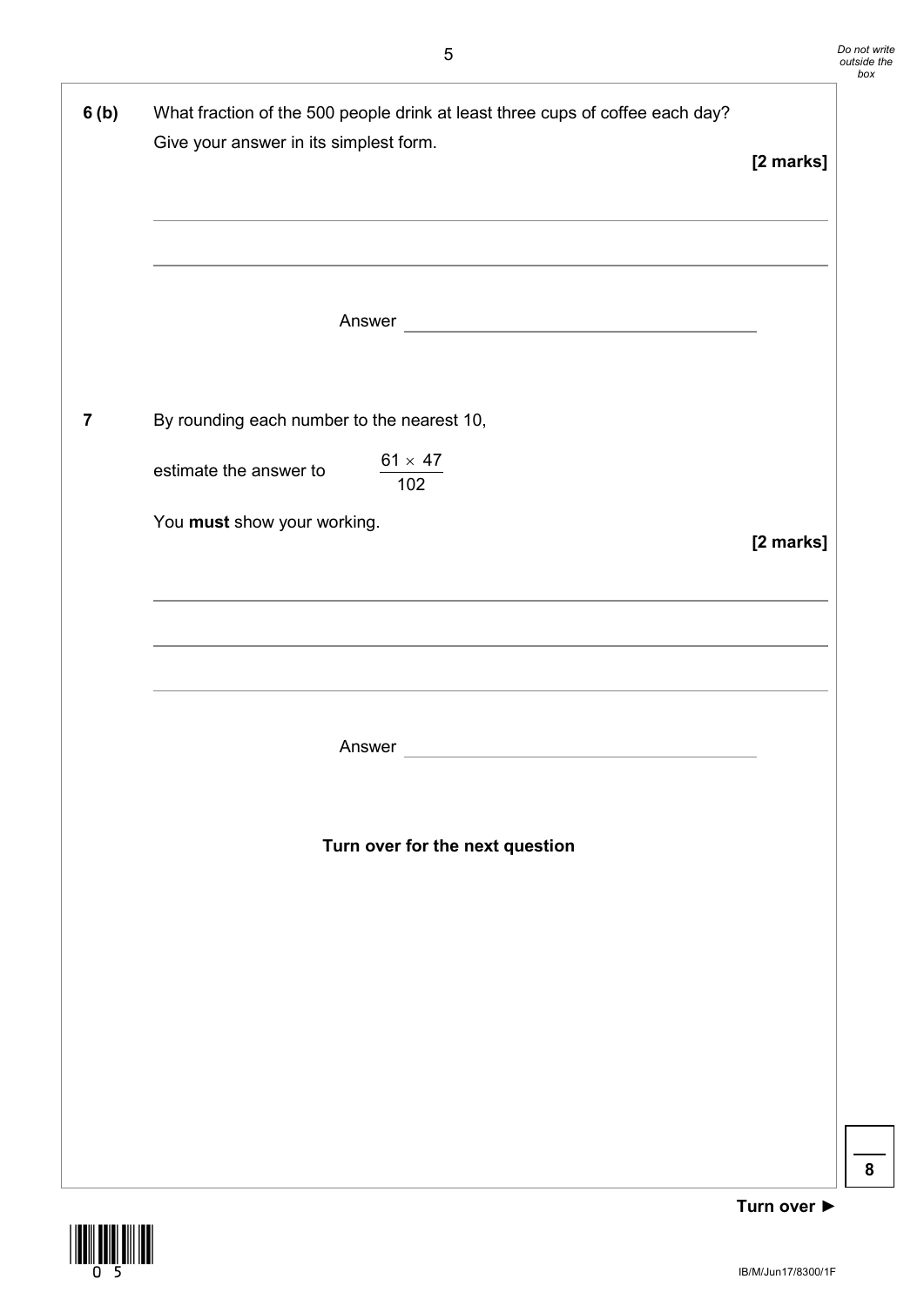**6 (b)** What fraction of the 500 people drink at least three cups of coffee each day?

Give your answer in its simplest form.

**[2 marks]**

Answer ______________________

**7** By rounding each number to the nearest 10,

estimate the answer to $\dfrac{61 \times 47}{102}$

You **must** show your working.

**[2 marks]**

Answer ______________________

**Turn over for the next question**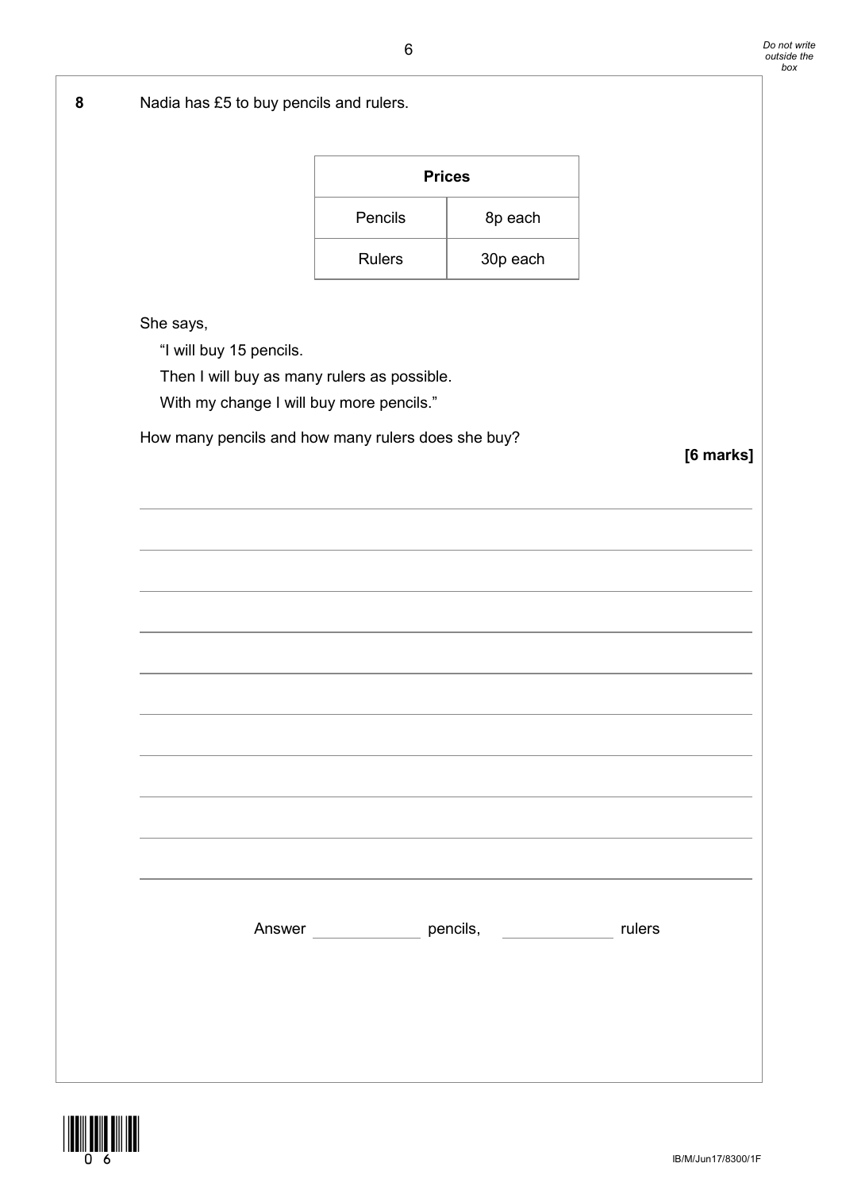**8** Nadia has £5 to buy pencils and rulers.

| Prices | |
|---|---|
| Pencils | 8p each |
| Rulers | 30p each |

She says,

"I will buy 15 pencils.
Then I will buy as many rulers as possible.
With my change I will buy more pencils."

How many pencils and how many rulers does she buy?

**[6 marks]**

Answer ____________ pencils, ____________ rulers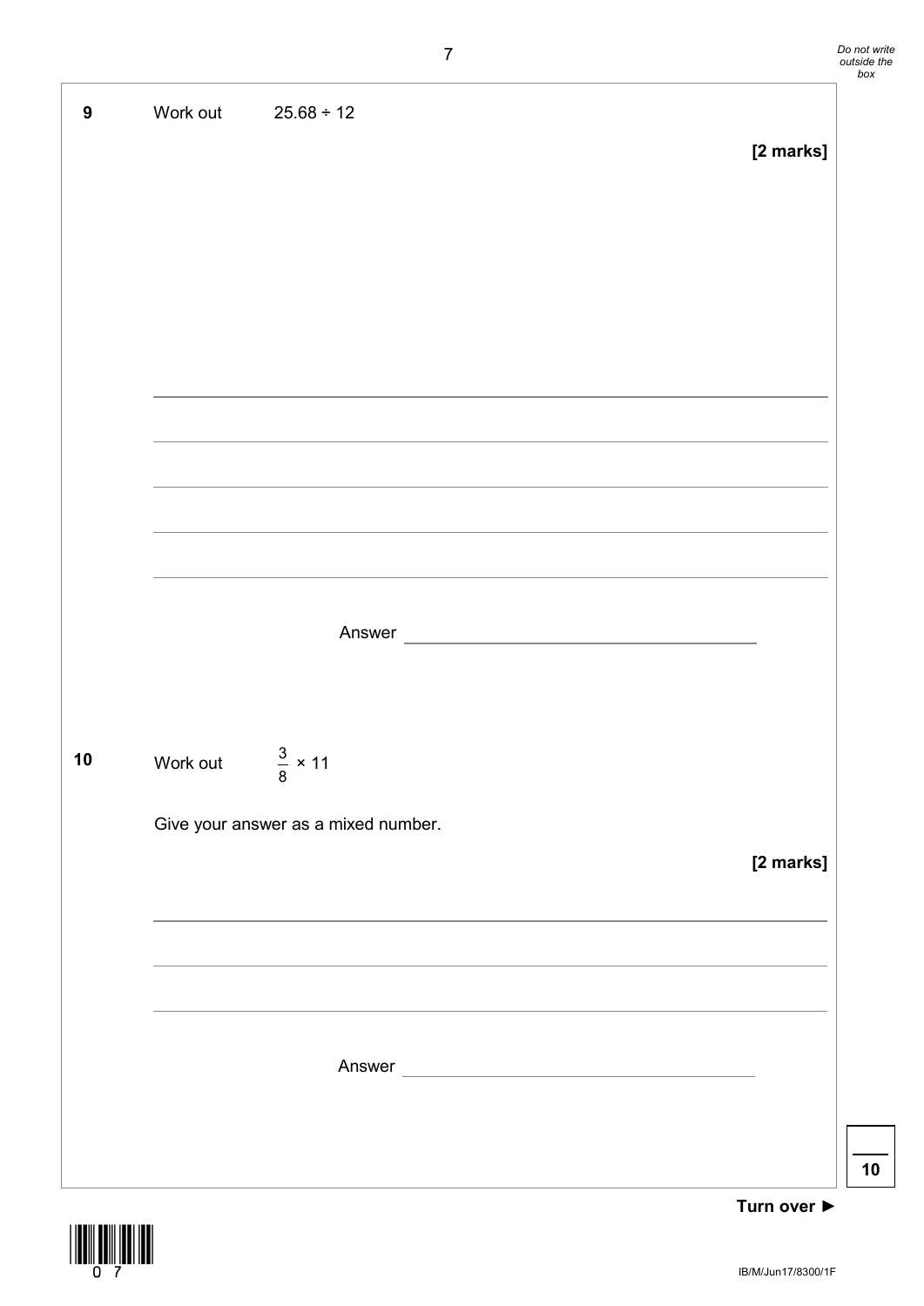**9** Work out $25.68 \div 12$

**[2 marks]**

Answer \_\_\_\_\_\_\_\_\_\_\_\_\_\_\_\_\_\_\_\_\_\_\_\_

**10** Work out $\frac{3}{8} \times 11$

Give your answer as a mixed number.

**[2 marks]**

Answer \_\_\_\_\_\_\_\_\_\_\_\_\_\_\_\_\_\_\_\_\_\_\_\_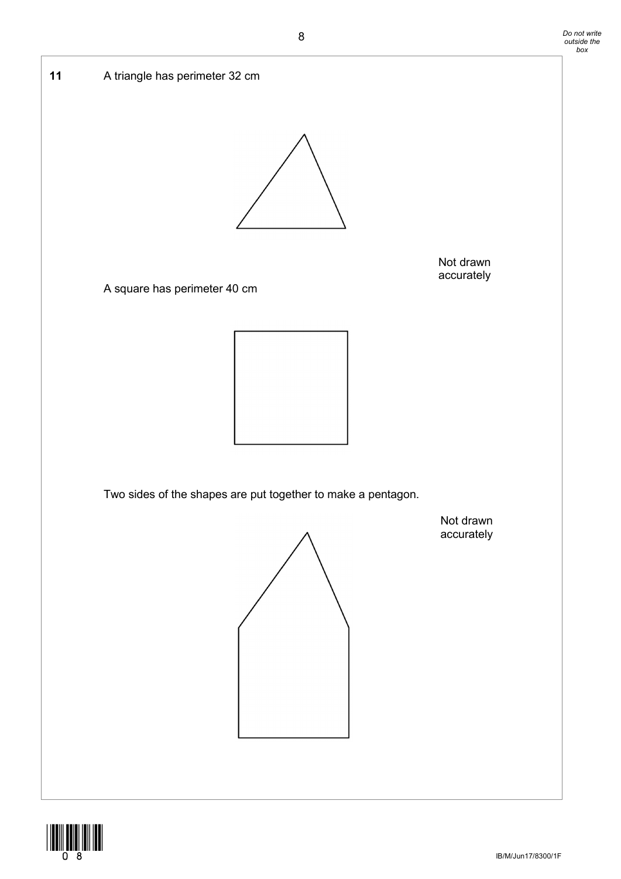**11** A triangle has perimeter 32 cm

Not drawn accurately

A square has perimeter 40 cm

Two sides of the shapes are put together to make a pentagon.

Not drawn accurately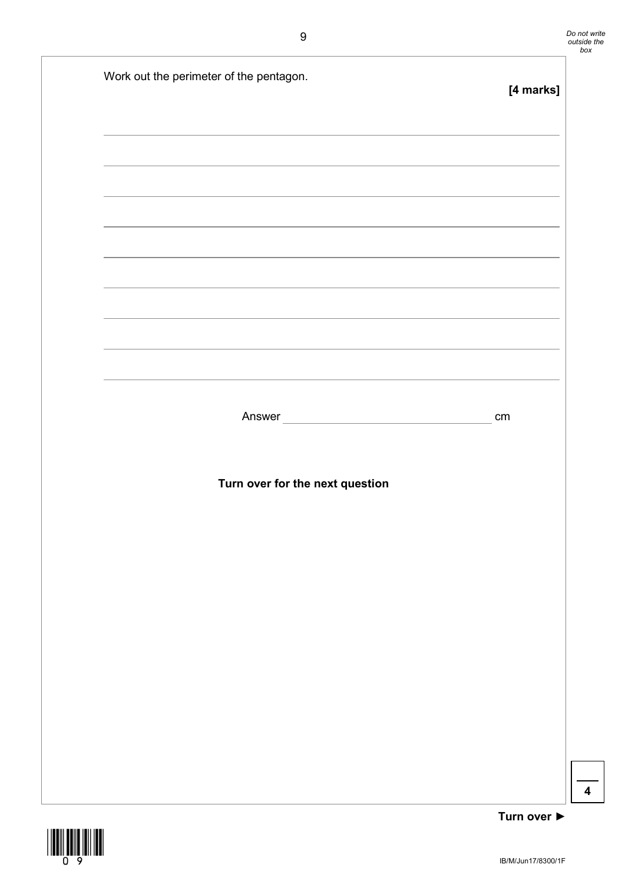Work out the perimeter of the pentagon.

**[4 marks]**

Answer ______________________ cm

**Turn over for the next question**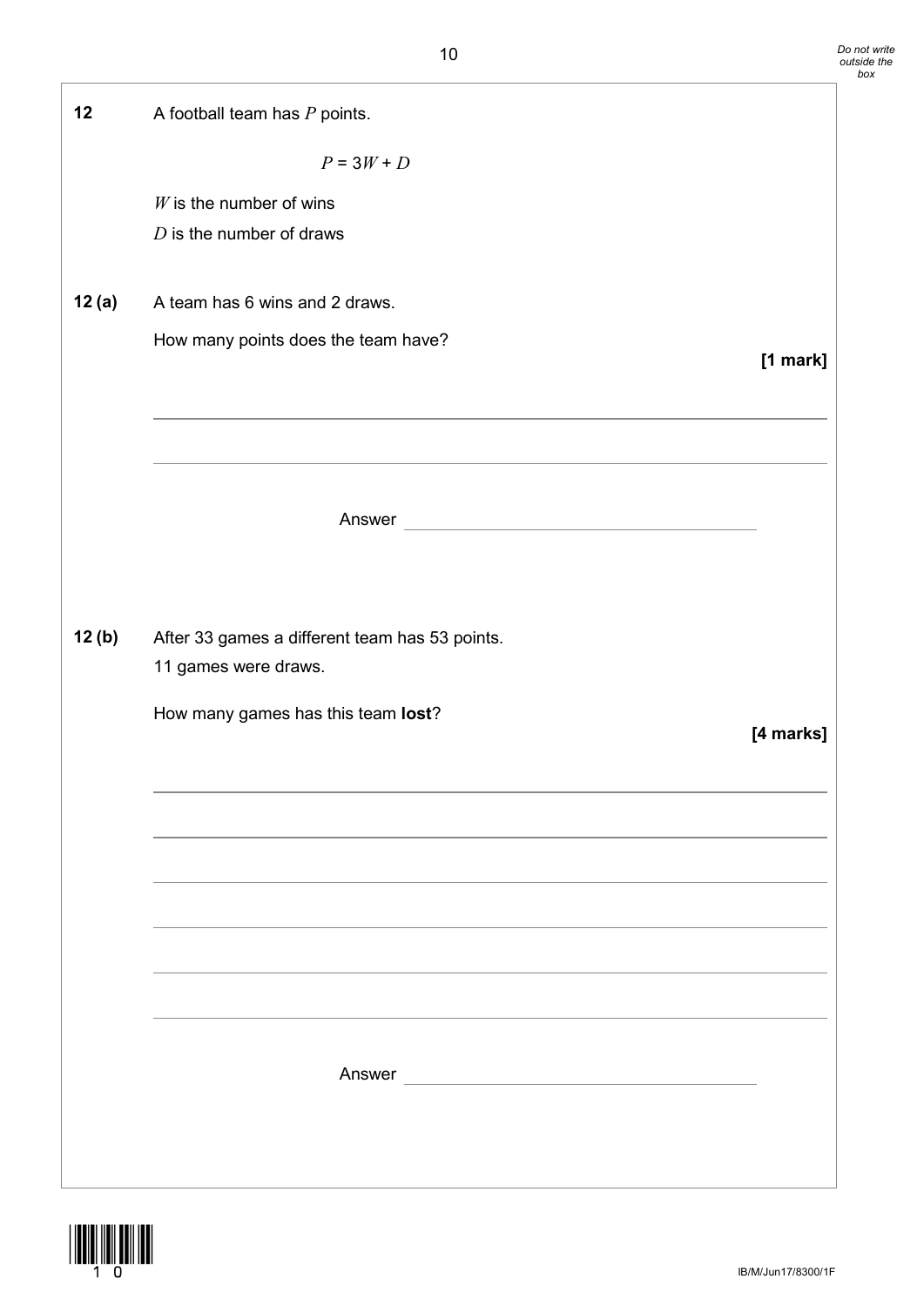**12** A football team has $P$ points.

$$P = 3W + D$$

$W$ is the number of wins

$D$ is the number of draws

**12 (a)** A team has 6 wins and 2 draws.

How many points does the team have?

**[1 mark]**

Answer ____________________

**12 (b)** After 33 games a different team has 53 points.

11 games were draws.

How many games has this team **lost**?

**[4 marks]**

Answer ____________________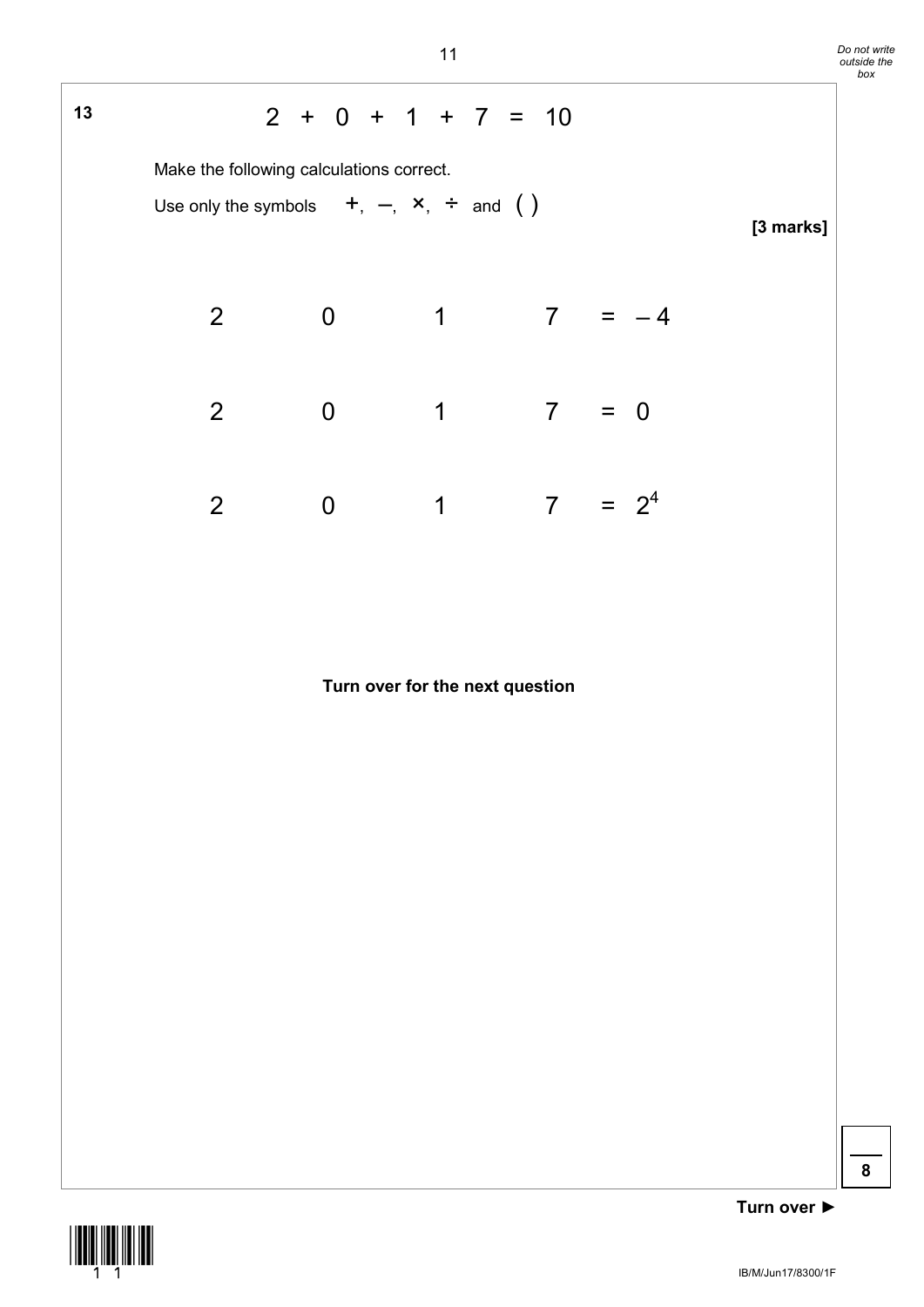**13**

$$2 \quad + \quad 0 \quad + \quad 1 \quad + \quad 7 \quad = \quad 10$$

Make the following calculations correct.

Use only the symbols $+$, $-$, $\times$, $\div$ and ( )

**[3 marks]**

$$2 \qquad 0 \qquad 1 \qquad 7 \quad = \quad -4$$

$$2 \qquad 0 \qquad 1 \qquad 7 \quad = \quad 0$$

$$2 \qquad 0 \qquad 1 \qquad 7 \quad = \quad 2^4$$

**Turn over for the next question**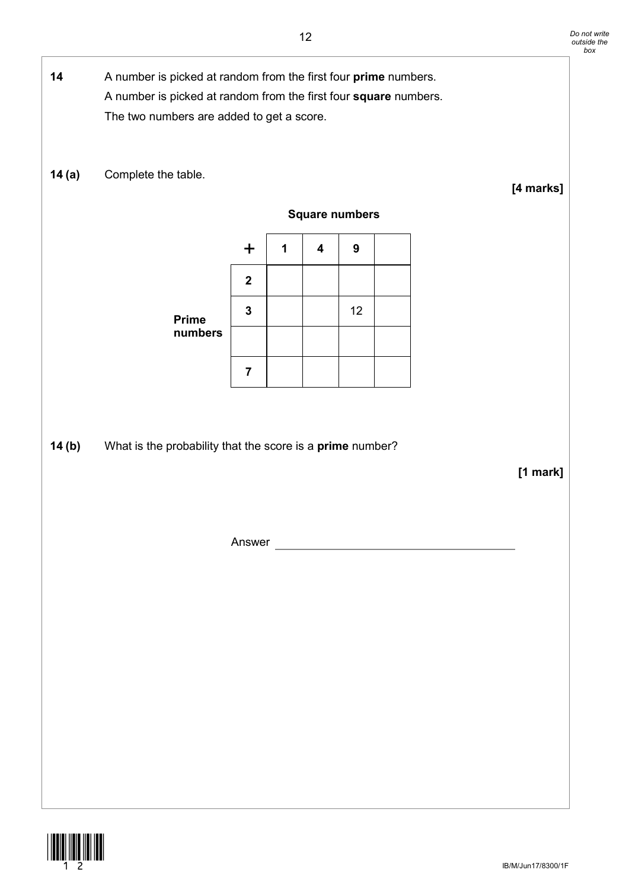**14** A number is picked at random from the first four **prime** numbers.
A number is picked at random from the first four **square** numbers.
The two numbers are added to get a score.

**14 (a)** Complete the table.

**[4 marks]**

**Square numbers**

| | + | 1 | 4 | 9 | |
|---|---|---|---|---|---|
| | **2** | | | | |
| **Prime numbers** | **3** | | | 12 | |
| | | | | | |
| | **7** | | | | |

**14 (b)** What is the probability that the score is a **prime** number?

**[1 mark]**

Answer ______________________________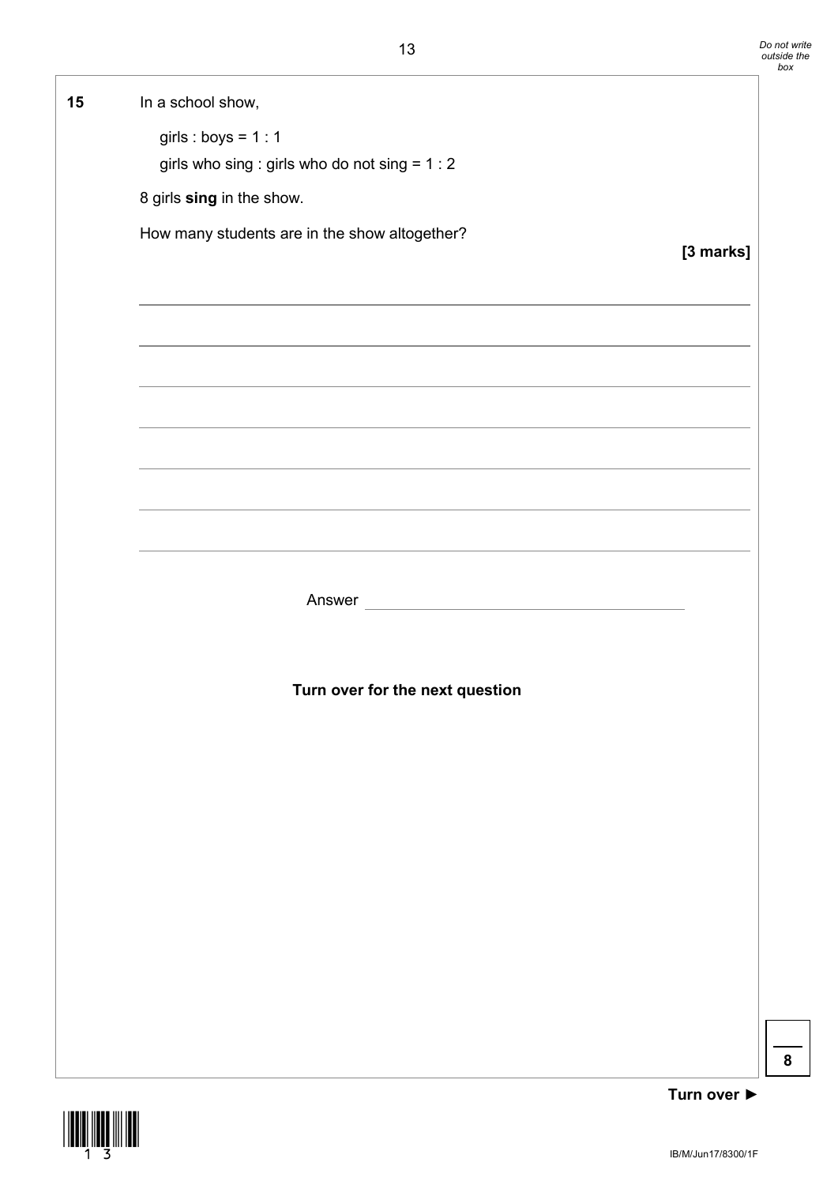**15** In a school show,

girls : boys = 1 : 1

girls who sing : girls who do not sing = 1 : 2

8 girls **sing** in the show.

How many students are in the show altogether?

**[3 marks]**

Answer _______________________

**Turn over for the next question**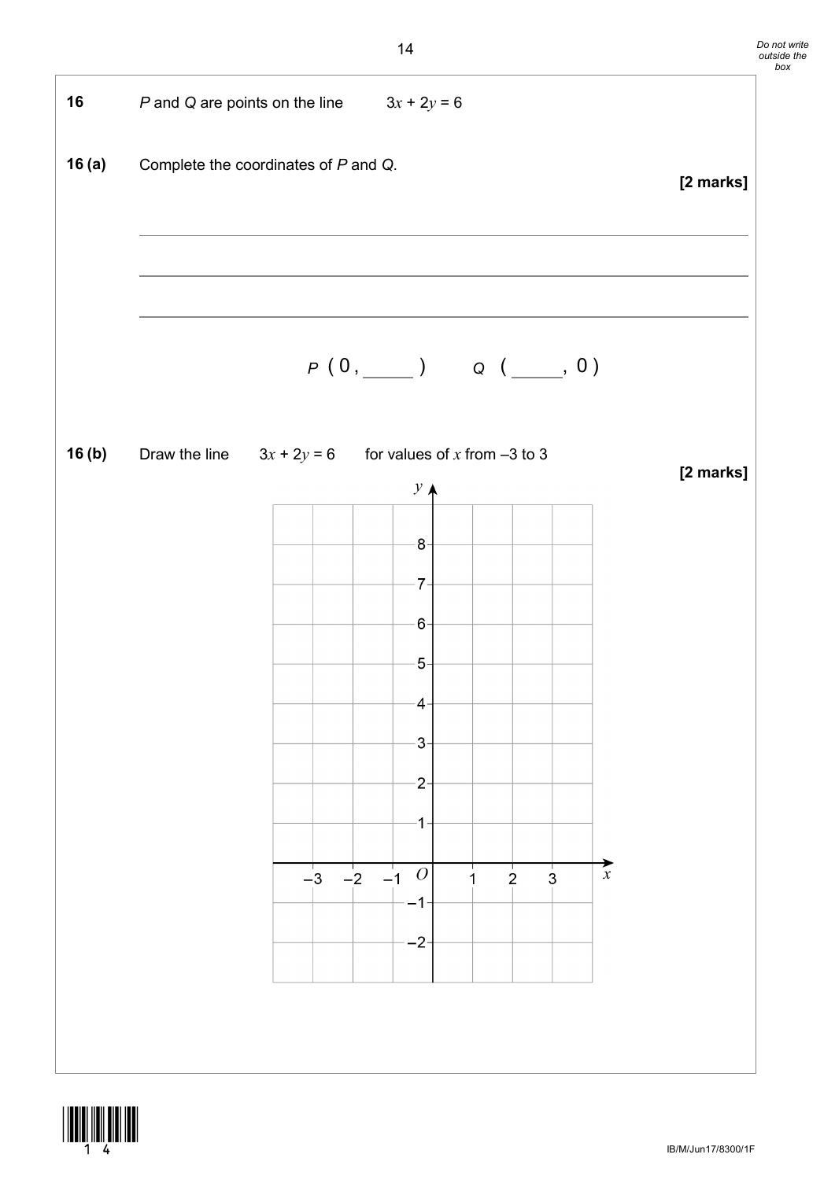**16** $P$ and $Q$ are points on the line $3x + 2y = 6$

**16 (a)** Complete the coordinates of $P$ and $Q$.

**[2 marks]**

$P$ ( 0 , _____ ) $Q$ ( _____ , 0 )

**16 (b)** Draw the line $3x + 2y = 6$ for values of $x$ from –3 to 3

**[2 marks]**

[Grid: $x$-axis from –3 to 3, $y$-axis from –2 to 8, origin $O$]

Do not write outside the box

IB/M/Jun17/8300/1F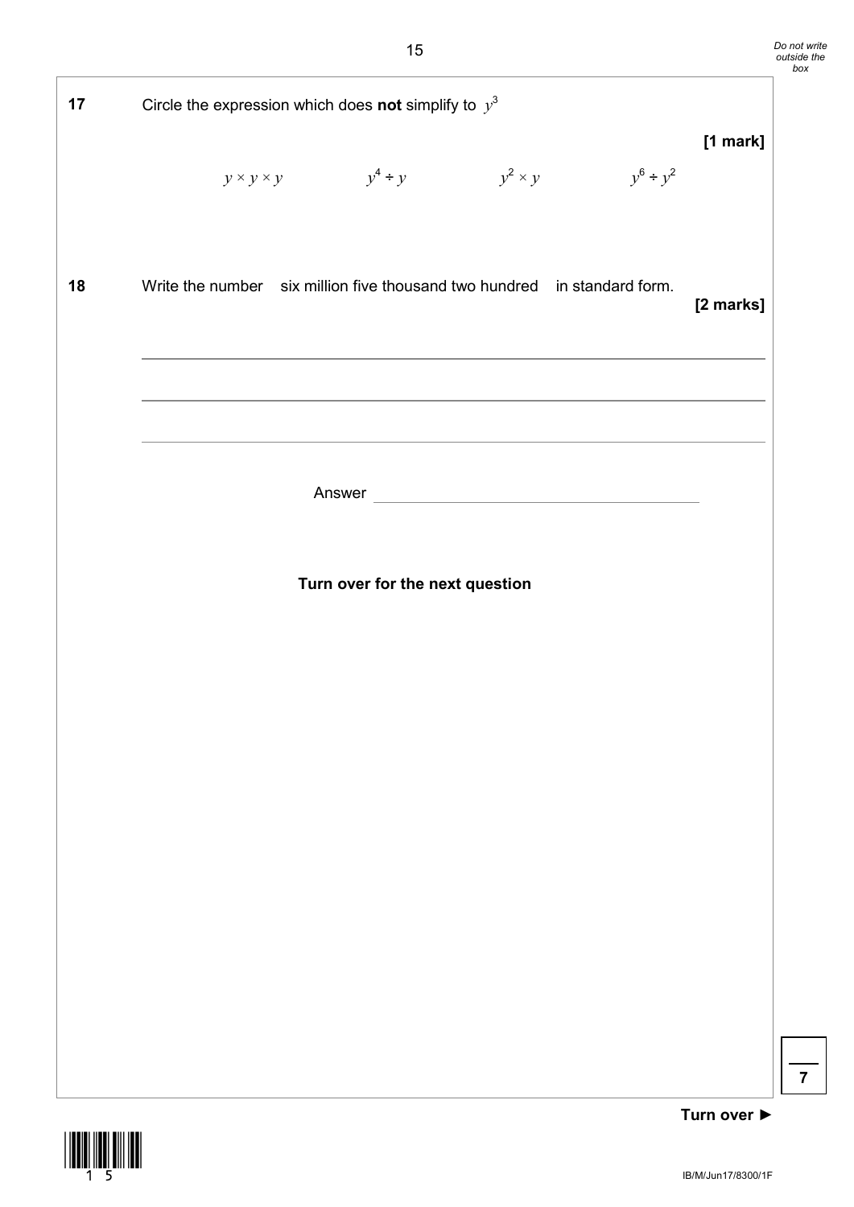**17** Circle the expression which does **not** simplify to $y^3$

**[1 mark]**

$y \times y \times y$ $\qquad$ $y^4 \div y$ $\qquad$ $y^2 \times y$ $\qquad$ $y^6 \div y^2$

**18** Write the number six million five thousand two hundred in standard form.

**[2 marks]**

Answer ____________________

**Turn over for the next question**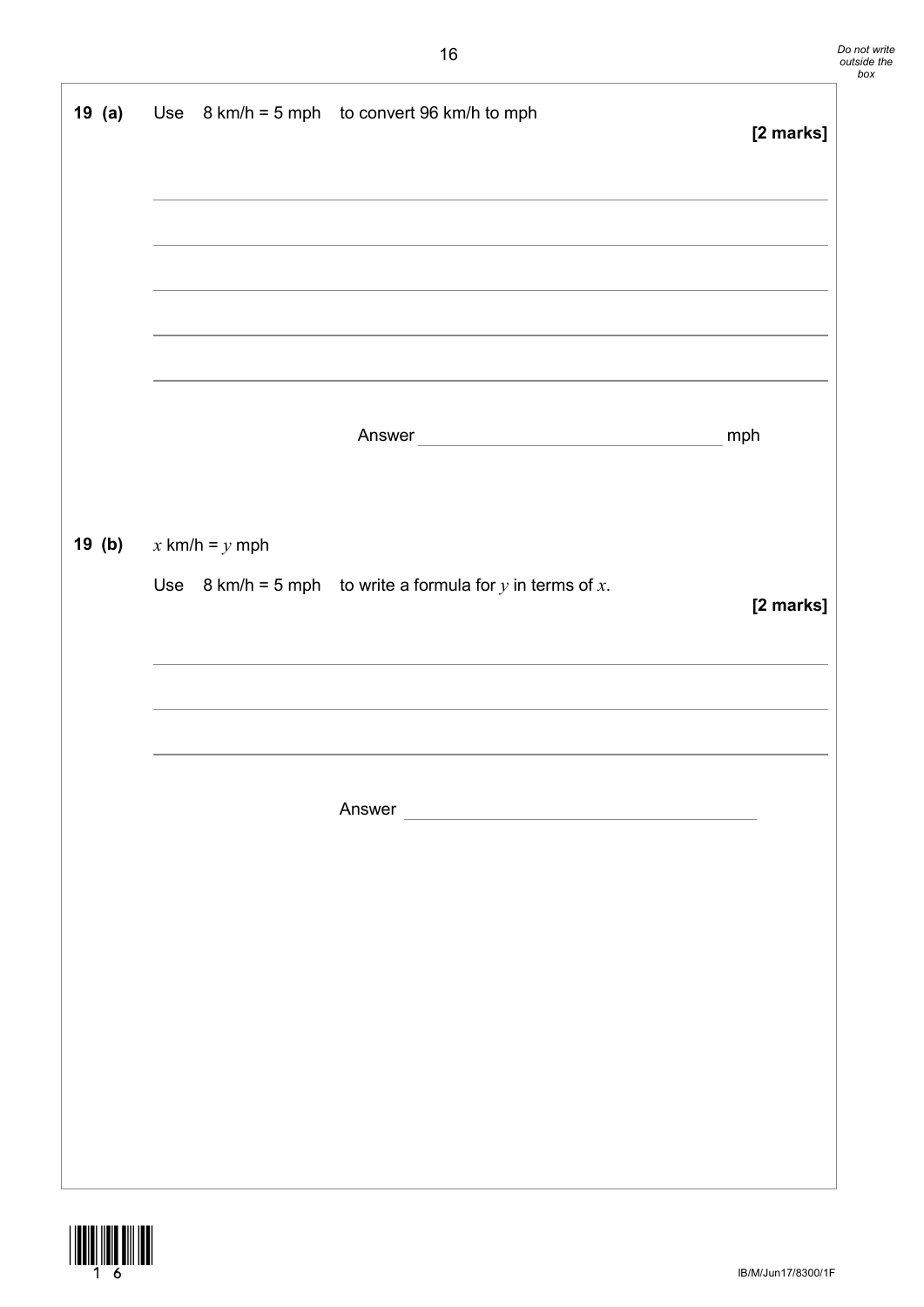**19 (a)** Use 8 km/h = 5 mph to convert 96 km/h to mph

**[2 marks]**

Answer ______________________ mph

**19 (b)** $x$ km/h = $y$ mph

Use 8 km/h = 5 mph to write a formula for $y$ in terms of $x$.

**[2 marks]**

Answer ______________________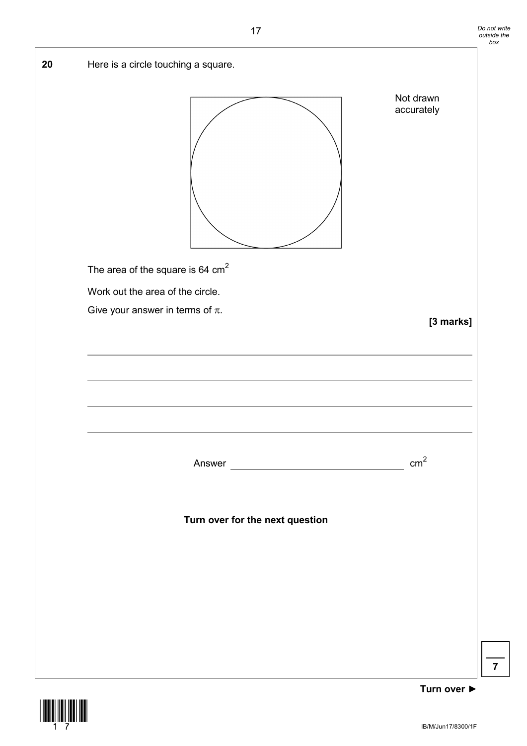**20** Here is a circle touching a square.

Not drawn accurately

The area of the square is 64 $cm^2$

Work out the area of the circle.

Give your answer in terms of $\pi$.

**[3 marks]**

Answer ______________________________ $cm^2$

**Turn over for the next question**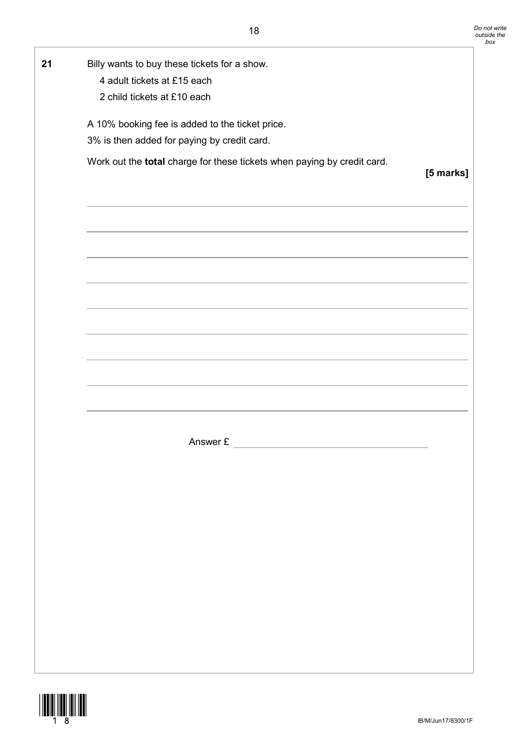**21** Billy wants to buy these tickets for a show.

4 adult tickets at £15 each

2 child tickets at £10 each

A 10% booking fee is added to the ticket price.

3% is then added for paying by credit card.

Work out the **total** charge for these tickets when paying by credit card.

**[5 marks]**

Answer £ ______________________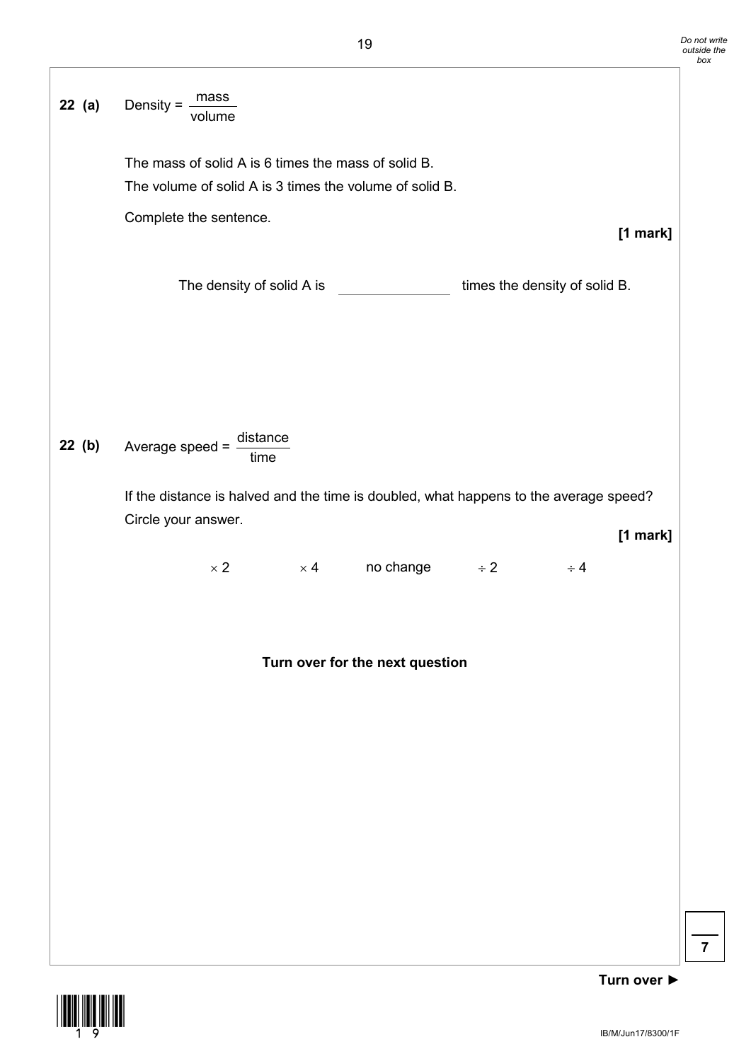**22 (a)** Density = $\frac{\text{mass}}{\text{volume}}$

The mass of solid A is 6 times the mass of solid B.

The volume of solid A is 3 times the volume of solid B.

Complete the sentence.

**[1 mark]**

The density of solid A is ______________ times the density of solid B.

**22 (b)** Average speed = $\frac{\text{distance}}{\text{time}}$

If the distance is halved and the time is doubled, what happens to the average speed?

Circle your answer.

**[1 mark]**

$\times 2$ $\quad\quad$ $\times 4$ $\quad\quad$ no change $\quad\quad$ $\div 2$ $\quad\quad$ $\div 4$

**Turn over for the next question**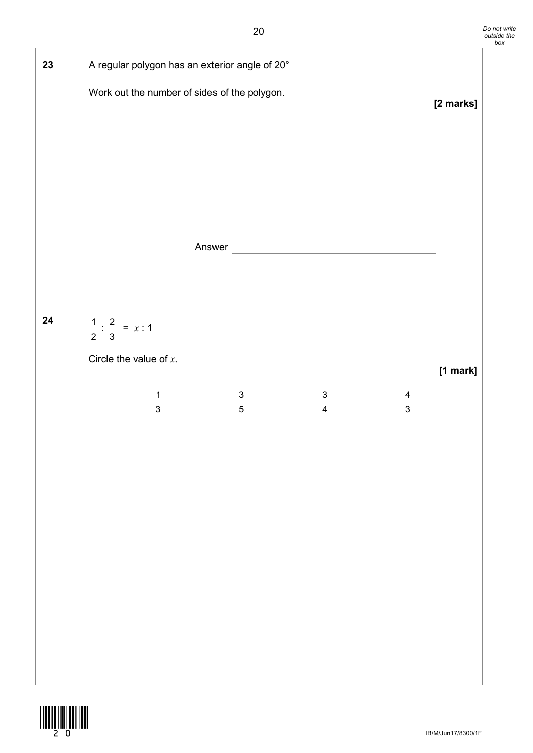**23** A regular polygon has an exterior angle of 20°

Work out the number of sides of the polygon.

**[2 marks]**

Answer ____________________

**24** $\frac{1}{2} : \frac{2}{3} = x : 1$

Circle the value of $x$.

**[1 mark]**

$\frac{1}{3}$ $\quad\quad$ $\frac{3}{5}$ $\quad\quad$ $\frac{3}{4}$ $\quad\quad$ $\frac{4}{3}$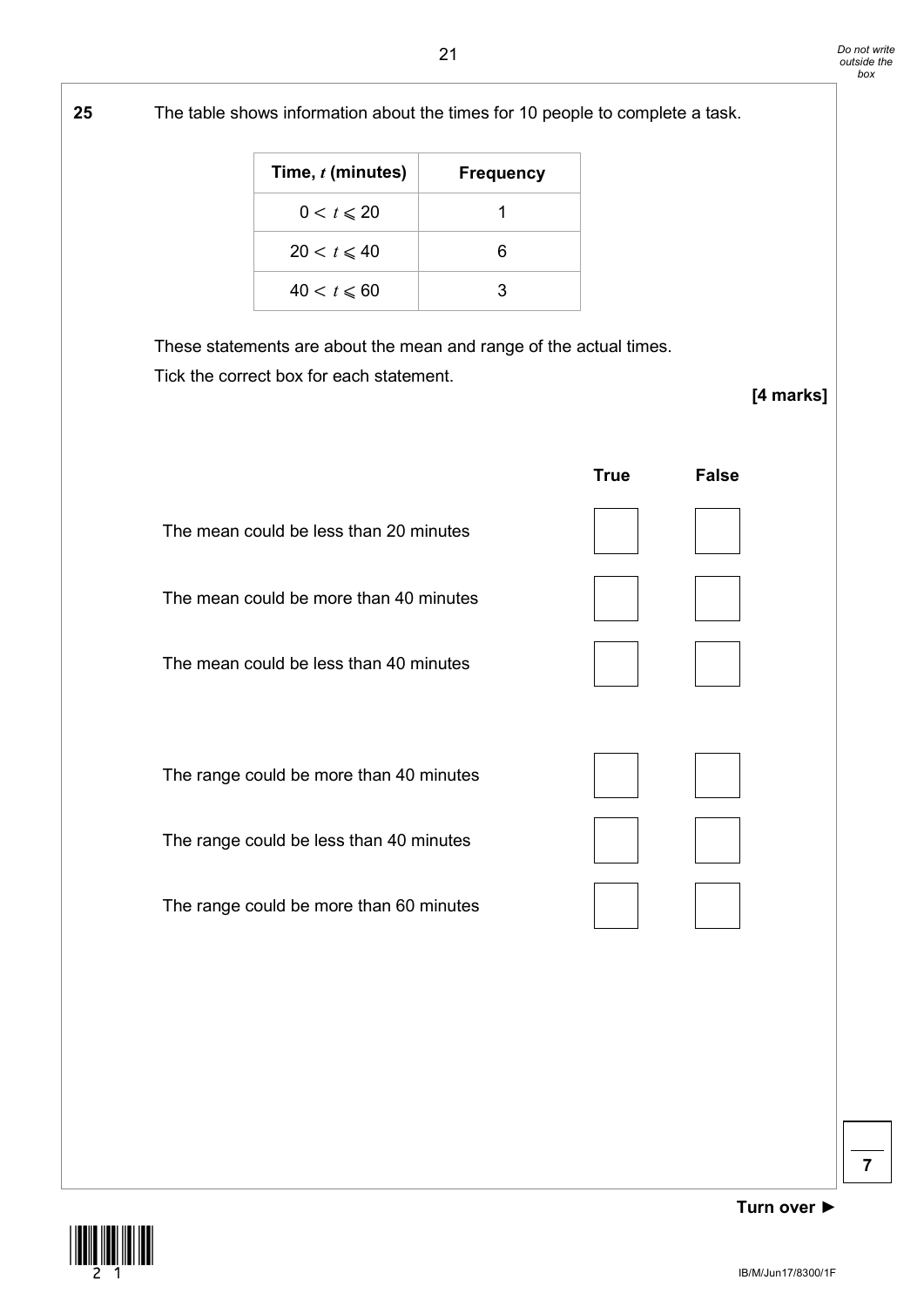**25** The table shows information about the times for 10 people to complete a task.

| Time, $t$ (minutes) | Frequency |
|---|---|
| $0 < t \leqslant 20$ | 1 |
| $20 < t \leqslant 40$ | 6 |
| $40 < t \leqslant 60$ | 3 |

These statements are about the mean and range of the actual times.

Tick the correct box for each statement.

**[4 marks]**

| | True | False |
|---|---|---|
| The mean could be less than 20 minutes | ☐ | ☐ |
| The mean could be more than 40 minutes | ☐ | ☐ |
| The mean could be less than 40 minutes | ☐ | ☐ |
| | | |
| The range could be more than 40 minutes | ☐ | ☐ |
| The range could be less than 40 minutes | ☐ | ☐ |
| The range could be more than 60 minutes | ☐ | ☐ |

**Turn over ►**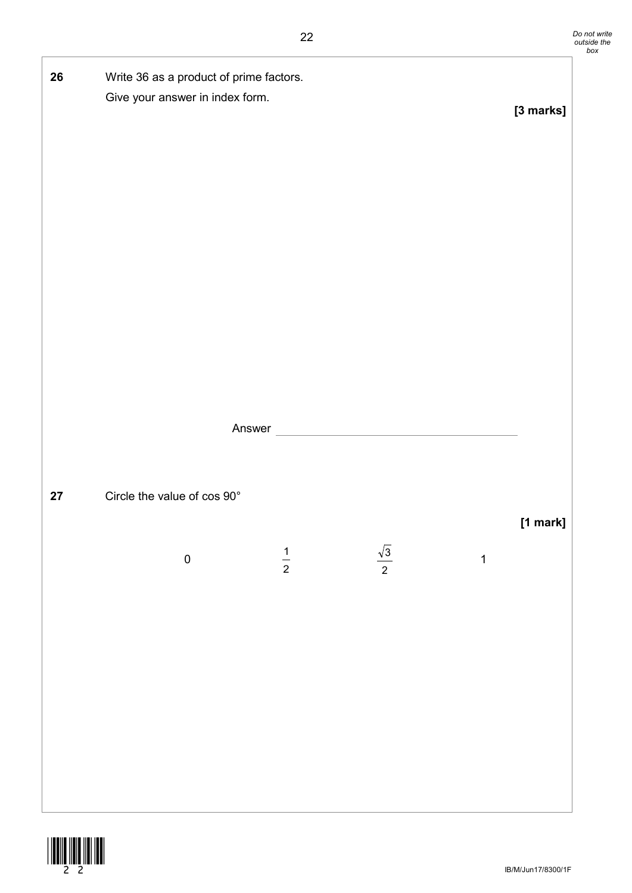**26** Write 36 as a product of prime factors.
Give your answer in index form.

**[3 marks]**

Answer ______________________

**27** Circle the value of cos 90°

**[1 mark]**

$0$ $\qquad$ $\frac{1}{2}$ $\qquad$ $\frac{\sqrt{3}}{2}$ $\qquad$ $1$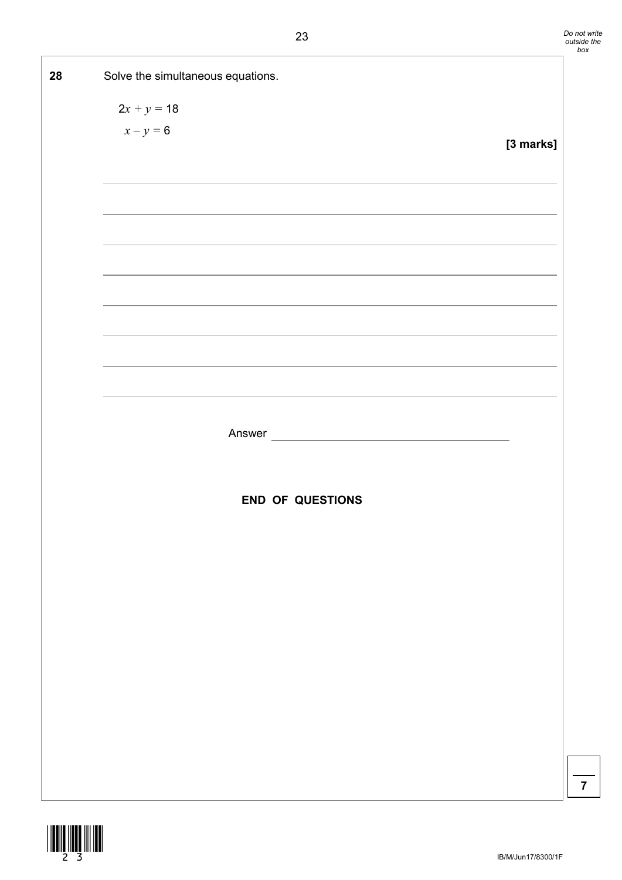**28** Solve the simultaneous equations.

$2x + y = 18$

$x - y = 6$

**[3 marks]**

Answer \_\_\_\_\_\_\_\_\_\_\_\_\_\_\_\_\_\_\_\_\_\_\_\_\_\_

**END OF QUESTIONS**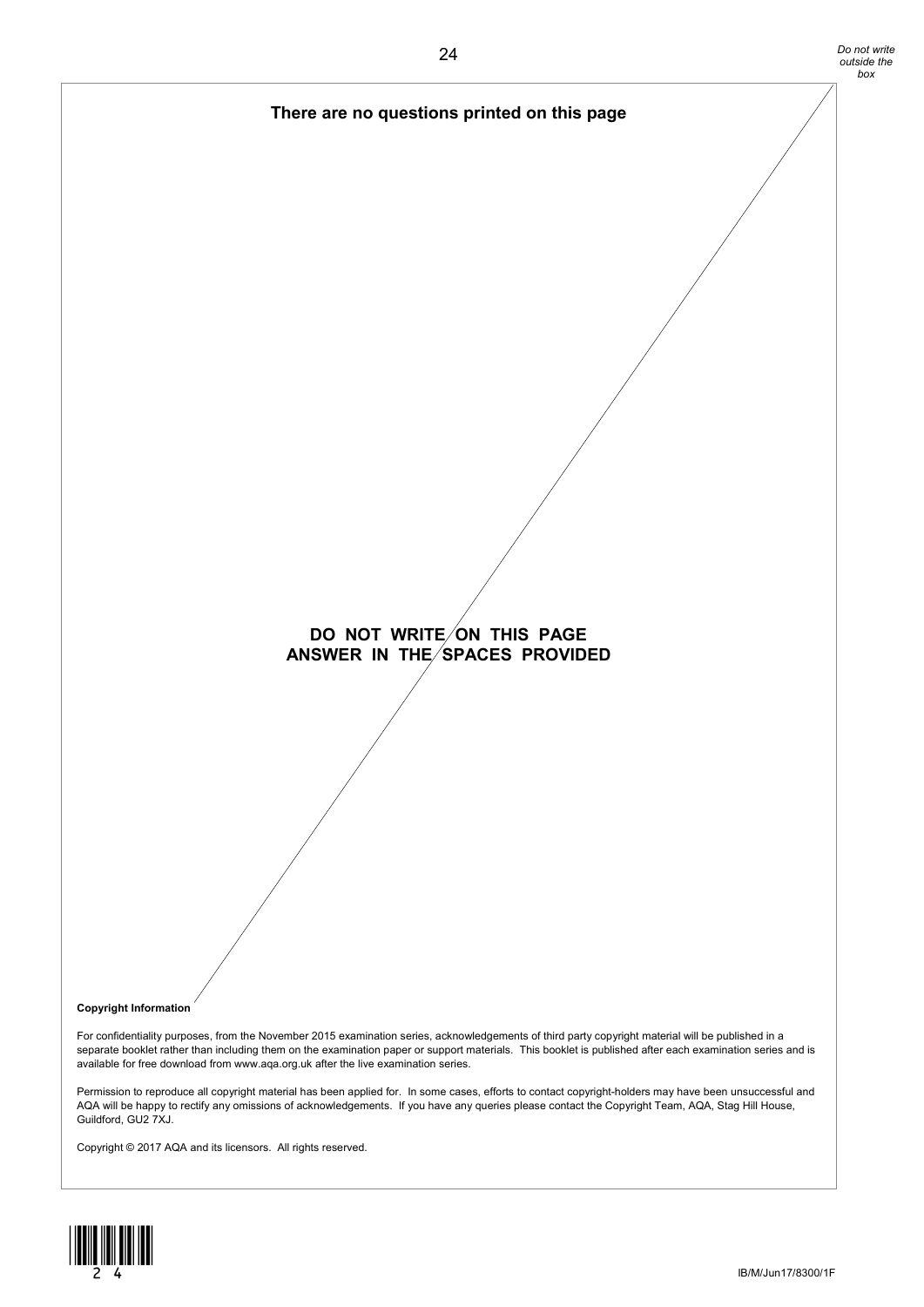**There are no questions printed on this page**

**DO NOT WRITE ON THIS PAGE**
**ANSWER IN THE SPACES PROVIDED**

**Copyright Information**

For confidentiality purposes, from the November 2015 examination series, acknowledgements of third party copyright material will be published in a separate booklet rather than including them on the examination paper or support materials. This booklet is published after each examination series and is available for free download from www.aqa.org.uk after the live examination series.

Permission to reproduce all copyright material has been applied for. In some cases, efforts to contact copyright-holders may have been unsuccessful and AQA will be happy to rectify any omissions of acknowledgements. If you have any queries please contact the Copyright Team, AQA, Stag Hill House, Guildford, GU2 7XJ.

Copyright © 2017 AQA and its licensors. All rights reserved.